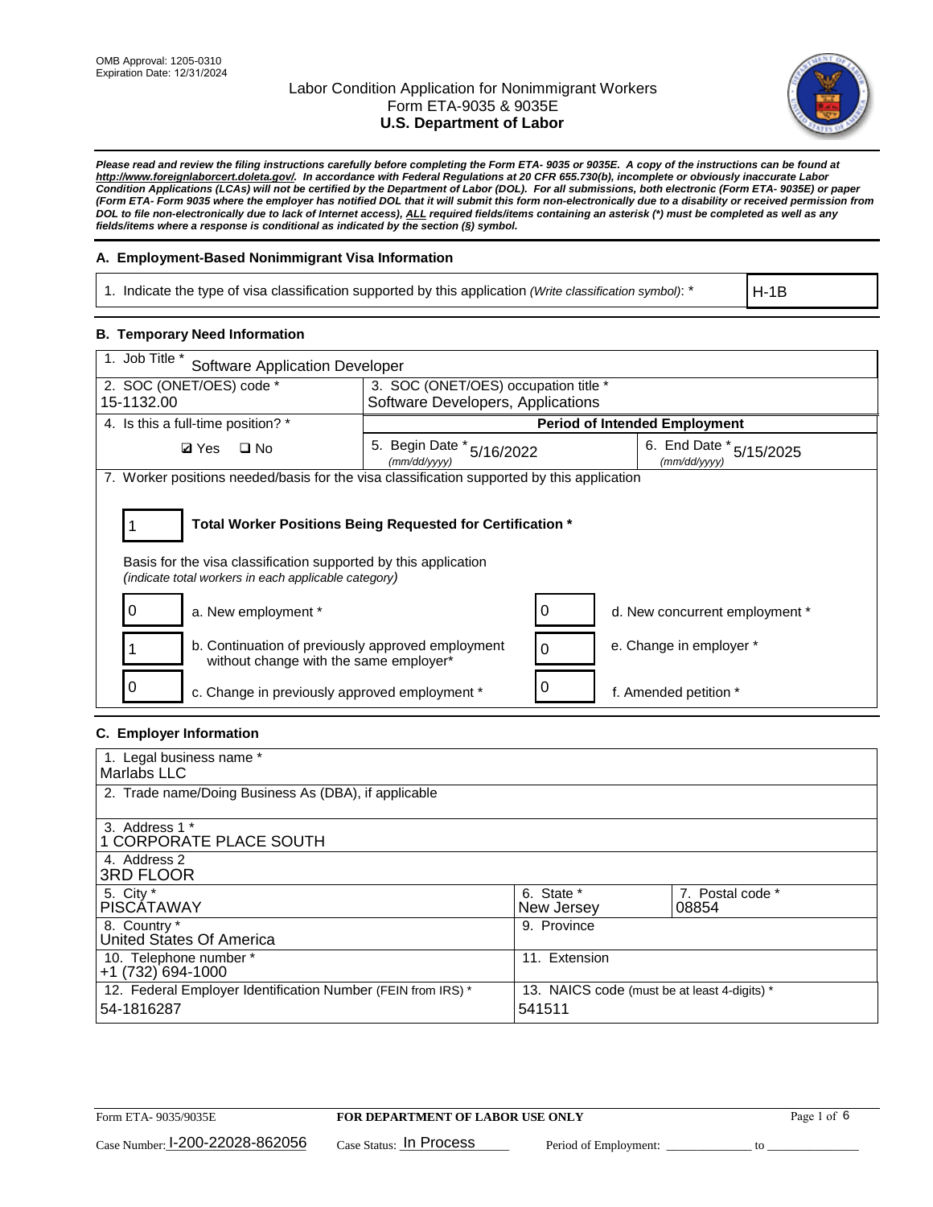OMB Approval: 1205-0310
Expiration Date: 12/31/2024

# Labor Condition Application for Nonimmigrant Workers
## Form ETA-9035 & 9035E
## U.S. Department of Labor

***Please read and review the filing instructions carefully before completing the Form ETA- 9035 or 9035E. A copy of the instructions can be found at http://www.foreignlaborcert.doleta.gov/. In accordance with Federal Regulations at 20 CFR 655.730(b), incomplete or obviously inaccurate Labor Condition Applications (LCAs) will not be certified by the Department of Labor (DOL). For all submissions, both electronic (Form ETA- 9035E) or paper (Form ETA- Form 9035 where the employer has notified DOL that it will submit this form non-electronically due to a disability or received permission from DOL to file non-electronically due to lack of Internet access), ALL required fields/items containing an asterisk (*) must be completed as well as any fields/items where a response is conditional as indicated by the section (§) symbol.***

### A. Employment-Based Nonimmigrant Visa Information

| 1. Indicate the type of visa classification supported by this application *(Write classification symbol)*: * | H-1B |
|---|---|

### B. Temporary Need Information

| 1. Job Title * Software Application Developer | | |
|---|---|---|
| 2. SOC (ONET/OES) code * 15-1132.00 | 3. SOC (ONET/OES) occupation title * Software Developers, Applications | |
| 4. Is this a full-time position? * | **Period of Intended Employment** | |
| ☑ Yes ☐ No | 5. Begin Date * *(mm/dd/yyyy)* 5/16/2022 | 6. End Date * *(mm/dd/yyyy)* 5/15/2025 |

7. Worker positions needed/basis for the visa classification supported by this application

1 — **Total Worker Positions Being Requested for Certification ***

Basis for the visa classification supported by this application
*(indicate total workers in each applicable category)*

| Count | Category | Count | Category |
|---|---|---|---|
| 0 | a. New employment * | 0 | d. New concurrent employment * |
| 1 | b. Continuation of previously approved employment without change with the same employer* | 0 | e. Change in employer * |
| 0 | c. Change in previously approved employment * | 0 | f. Amended petition * |

### C. Employer Information

| 1. Legal business name * Marlabs LLC | | |
|---|---|---|
| 2. Trade name/Doing Business As (DBA), if applicable | | |
| 3. Address 1 * 1 CORPORATE PLACE SOUTH | | |
| 4. Address 2 3RD FLOOR | | |
| 5. City * PISCATAWAY | 6. State * New Jersey | 7. Postal code * 08854 |
| 8. Country * United States Of America | 9. Province | |
| 10. Telephone number * +1 (732) 694-1000 | 11. Extension | |
| 12. Federal Employer Identification Number (FEIN from IRS) * 54-1816287 | 13. NAICS code (must be at least 4-digits) * 541511 | |

Form ETA- 9035/9035E — **FOR DEPARTMENT OF LABOR USE ONLY**

Case Number: I-200-22028-862056 Case Status: In Process Period of Employment: _____________ to _____________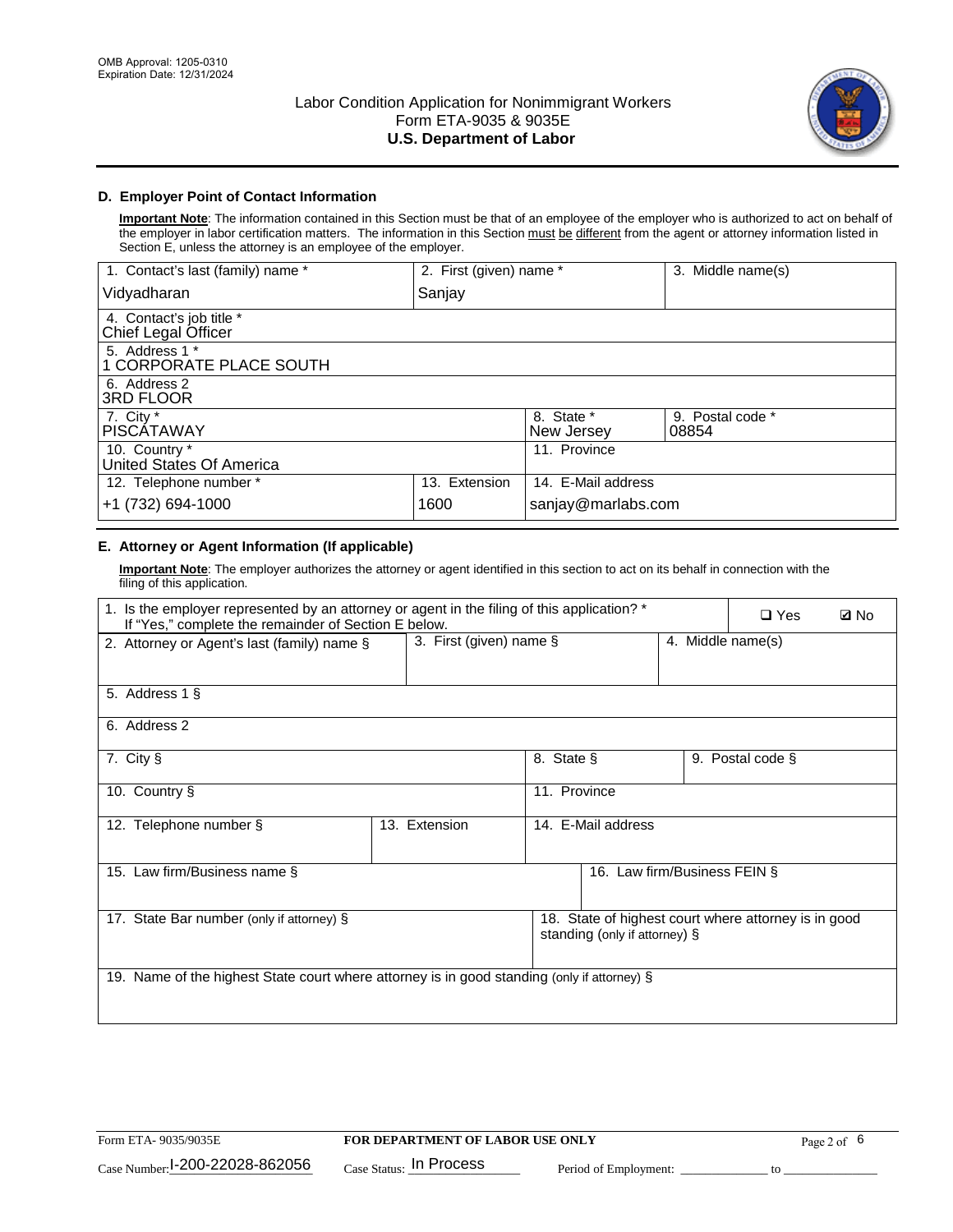OMB Approval: 1205-0310
Expiration Date: 12/31/2024

# Labor Condition Application for Nonimmigrant Workers
## Form ETA-9035 & 9035E
## U.S. Department of Labor

### D. Employer Point of Contact Information

**Important Note**: The information contained in this Section must be that of an employee of the employer who is authorized to act on behalf of the employer in labor certification matters. The information in this Section must be different from the agent or attorney information listed in Section E, unless the attorney is an employee of the employer.

| 1. Contact's last (family) name * | 2. First (given) name * | 3. Middle name(s) |
|---|---|---|
| Vidyadharan | Sanjay | |

| 4. Contact's job title * |
|---|
| Chief Legal Officer |

| 5. Address 1 * |
|---|
| 1 CORPORATE PLACE SOUTH |

| 6. Address 2 |
|---|
| 3RD FLOOR |

| 7. City * | 8. State * | 9. Postal code * |
|---|---|---|
| PISCATAWAY | New Jersey | 08854 |

| 10. Country * | 11. Province |
|---|---|
| United States Of America | |

| 12. Telephone number * | 13. Extension | 14. E-Mail address |
|---|---|---|
| +1 (732) 694-1000 | 1600 | sanjay@marlabs.com |

### E. Attorney or Agent Information (If applicable)

**Important Note**: The employer authorizes the attorney or agent identified in this section to act on its behalf in connection with the filing of this application.

1. Is the employer represented by an attorney or agent in the filing of this application? * If "Yes," complete the remainder of Section E below. ❑ Yes ☑ No

| 2. Attorney or Agent's last (family) name § | 3. First (given) name § | 4. Middle name(s) |
|---|---|---|
| | | |

| 5. Address 1 § |
|---|
| |

| 6. Address 2 |
|---|
| |

| 7. City § | 8. State § | 9. Postal code § |
|---|---|---|
| | | |

| 10. Country § | 11. Province |
|---|---|
| | |

| 12. Telephone number § | 13. Extension | 14. E-Mail address |
|---|---|---|
| | | |

| 15. Law firm/Business name § | 16. Law firm/Business FEIN § |
|---|---|
| | |

| 17. State Bar number (only if attorney) § | 18. State of highest court where attorney is in good standing (only if attorney) § |
|---|---|
| | |

| 19. Name of the highest State court where attorney is in good standing (only if attorney) § |
|---|
| |

Form ETA- 9035/9035E | FOR DEPARTMENT OF LABOR USE ONLY

Case Number: I-200-22028-862056 Case Status: In Process Period of Employment: _____________ to _____________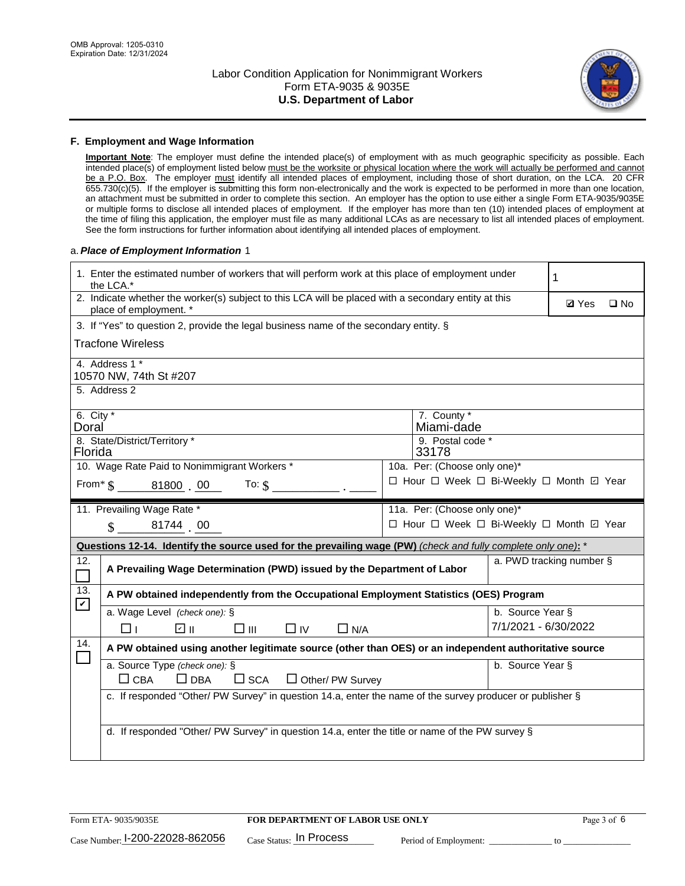## F. Employment and Wage Information

**Important Note**: The employer must define the intended place(s) of employment with as much geographic specificity as possible. Each intended place(s) of employment listed below must be the worksite or physical location where the work will actually be performed and cannot be a P.O. Box. The employer must identify all intended places of employment, including those of short duration, on the LCA. 20 CFR 655.730(c)(5). If the employer is submitting this form non-electronically and the work is expected to be performed in more than one location, an attachment must be submitted in order to complete this section. An employer has the option to use either a single Form ETA-9035/9035E or multiple forms to disclose all intended places of employment. If the employer has more than ten (10) intended places of employment at the time of filing this application, the employer must file as many additional LCAs as are necessary to list all intended places of employment. See the form instructions for further information about identifying all intended places of employment.

a. ***Place of Employment Information*** 1

| | |
|---|---|
| 1. Enter the estimated number of workers that will perform work at this place of employment under the LCA.* | 1 |
| 2. Indicate whether the worker(s) subject to this LCA will be placed with a secondary entity at this place of employment. * | ☑ Yes ☐ No |
| 3. If "Yes" to question 2, provide the legal business name of the secondary entity. § Tracfone Wireless | |
| 4. Address 1 * 10570 NW, 74th St #207 | |
| 5. Address 2 | |
| 6. City * Doral | 7. County * Miami-dade |
| 8. State/District/Territory * Florida | 9. Postal code * 33178 |
| 10. Wage Rate Paid to Nonimmigrant Workers * From* $ 81800 . 00 To: $ ______ . ____ | 10a. Per: (Choose only one)* ☐ Hour ☐ Week ☐ Bi-Weekly ☐ Month ☑ Year |
| 11. Prevailing Wage Rate * $ 81744 . 00 | 11a. Per: (Choose only one)* ☐ Hour ☐ Week ☐ Bi-Weekly ☐ Month ☑ Year |

**Questions 12-14. Identify the source used for the prevailing wage (PW)** *(check and fully complete only one)*: *

| | | |
|---|---|---|
| 12. ☐ | **A Prevailing Wage Determination (PWD) issued by the Department of Labor** | a. PWD tracking number § |
| 13. ☑ | **A PW obtained independently from the Occupational Employment Statistics (OES) Program** | |
| | a. Wage Level *(check one)*: § ☐ I ☑ II ☐ III ☐ IV ☐ N/A | b. Source Year § 7/1/2021 - 6/30/2022 |
| 14. ☐ | **A PW obtained using another legitimate source (other than OES) or an independent authoritative source** | |
| | a. Source Type *(check one)*: § ☐ CBA ☐ DBA ☐ SCA ☐ Other/ PW Survey | b. Source Year § |
| | c. If responded "Other/ PW Survey" in question 14.a, enter the name of the survey producer or publisher § | |
| | d. If responded "Other/ PW Survey" in question 14.a, enter the title or name of the PW survey § | |

Form ETA- 9035/9035E | **FOR DEPARTMENT OF LABOR USE ONLY**

Case Number: I-200-22028-862056 Case Status: In Process Period of Employment: ____________ to ____________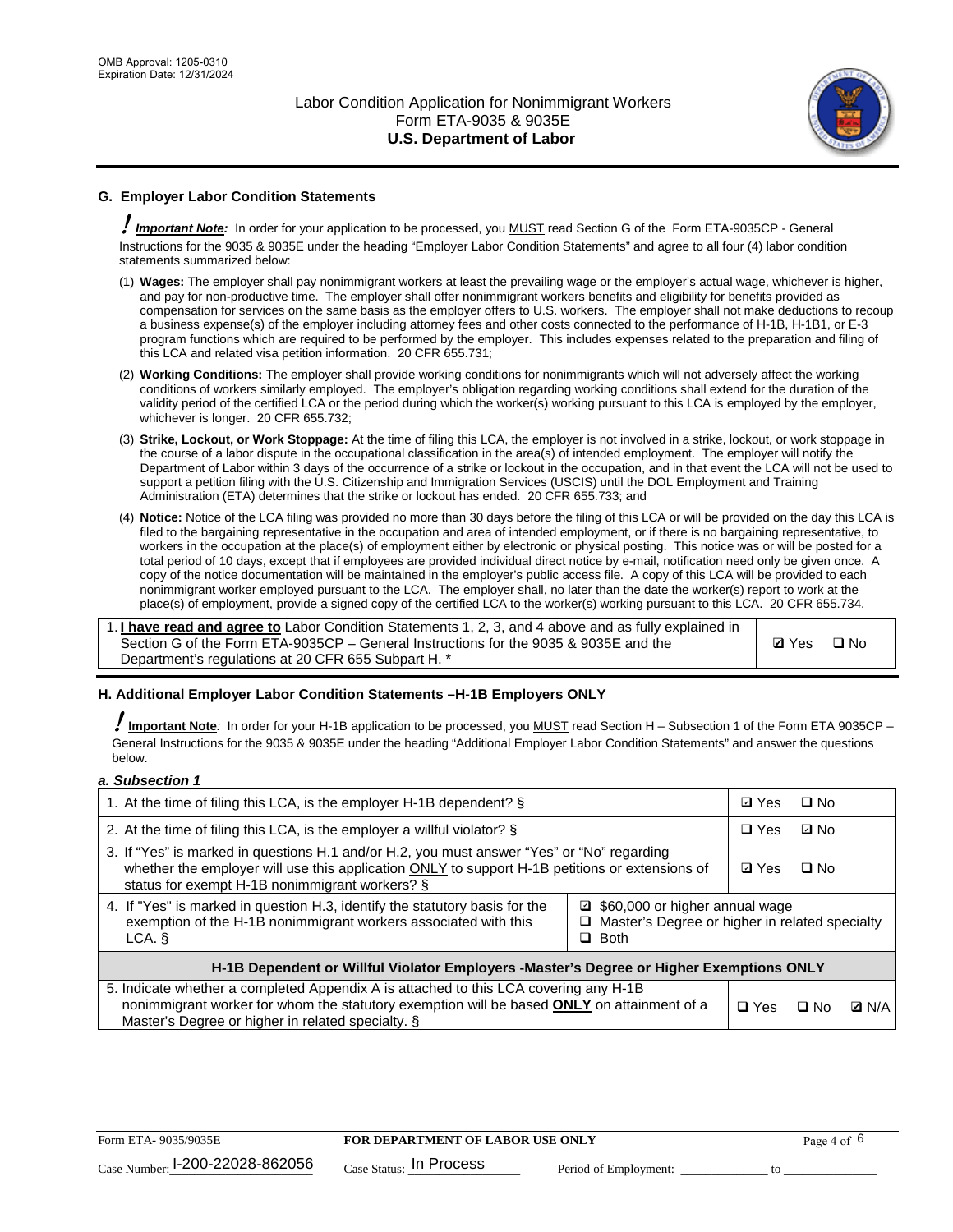## G. Employer Labor Condition Statements

! ***Important Note:*** In order for your application to be processed, you MUST read Section G of the Form ETA-9035CP - General Instructions for the 9035 & 9035E under the heading "Employer Labor Condition Statements" and agree to all four (4) labor condition statements summarized below:

(1) **Wages:** The employer shall pay nonimmigrant workers at least the prevailing wage or the employer's actual wage, whichever is higher, and pay for non-productive time. The employer shall offer nonimmigrant workers benefits and eligibility for benefits provided as compensation for services on the same basis as the employer offers to U.S. workers. The employer shall not make deductions to recoup a business expense(s) of the employer including attorney fees and other costs connected to the performance of H-1B, H-1B1, or E-3 program functions which are required to be performed by the employer. This includes expenses related to the preparation and filing of this LCA and related visa petition information. 20 CFR 655.731;

(2) **Working Conditions:** The employer shall provide working conditions for nonimmigrants which will not adversely affect the working conditions of workers similarly employed. The employer's obligation regarding working conditions shall extend for the duration of the validity period of the certified LCA or the period during which the worker(s) working pursuant to this LCA is employed by the employer, whichever is longer. 20 CFR 655.732;

(3) **Strike, Lockout, or Work Stoppage:** At the time of filing this LCA, the employer is not involved in a strike, lockout, or work stoppage in the course of a labor dispute in the occupational classification in the area(s) of intended employment. The employer will notify the Department of Labor within 3 days of the occurrence of a strike or lockout in the occupation, and in that event the LCA will not be used to support a petition filing with the U.S. Citizenship and Immigration Services (USCIS) until the DOL Employment and Training Administration (ETA) determines that the strike or lockout has ended. 20 CFR 655.733; and

(4) **Notice:** Notice of the LCA filing was provided no more than 30 days before the filing of this LCA or will be provided on the day this LCA is filed to the bargaining representative in the occupation and area of intended employment, or if there is no bargaining representative, to workers in the occupation at the place(s) of employment either by electronic or physical posting. This notice was or will be posted for a total period of 10 days, except that if employees are provided individual direct notice by e-mail, notification need only be given once. A copy of the notice documentation will be maintained in the employer's public access file. A copy of this LCA will be provided to each nonimmigrant worker employed pursuant to the LCA. The employer shall, no later than the date the worker(s) report to work at the place(s) of employment, provide a signed copy of the certified LCA to the worker(s) working pursuant to this LCA. 20 CFR 655.734.

| | |
|---|---|
| 1. **I have read and agree to** Labor Condition Statements 1, 2, 3, and 4 above and as fully explained in Section G of the Form ETA-9035CP – General Instructions for the 9035 & 9035E and the Department's regulations at 20 CFR 655 Subpart H. * | ☑ Yes ☐ No |

## H. Additional Employer Labor Condition Statements –H-1B Employers ONLY

! **Important Note**: In order for your H-1B application to be processed, you MUST read Section H – Subsection 1 of the Form ETA 9035CP – General Instructions for the 9035 & 9035E under the heading "Additional Employer Labor Condition Statements" and answer the questions below.

***a. Subsection 1***

| | | |
|---|---|---|
| 1. At the time of filing this LCA, is the employer H-1B dependent? § | | ☑ Yes ☐ No |
| 2. At the time of filing this LCA, is the employer a willful violator? § | | ☐ Yes ☑ No |
| 3. If "Yes" is marked in questions H.1 and/or H.2, you must answer "Yes" or "No" regarding whether the employer will use this application ONLY to support H-1B petitions or extensions of status for exempt H-1B nonimmigrant workers? § | | ☑ Yes ☐ No |
| 4. If "Yes" is marked in question H.3, identify the statutory basis for the exemption of the H-1B nonimmigrant workers associated with this LCA. § | ☑ $60,000 or higher annual wage<br>☐ Master's Degree or higher in related specialty<br>☐ Both | |
| **H-1B Dependent or Willful Violator Employers -Master's Degree or Higher Exemptions ONLY** | | |
| 5. Indicate whether a completed Appendix A is attached to this LCA covering any H-1B nonimmigrant worker for whom the statutory exemption will be based **ONLY** on attainment of a Master's Degree or higher in related specialty. § | | ☐ Yes ☐ No ☑ N/A |

Form ETA- 9035/9035E **FOR DEPARTMENT OF LABOR USE ONLY**

Case Number: I-200-22028-862056 Case Status: In Process Period of Employment: _____________ to _____________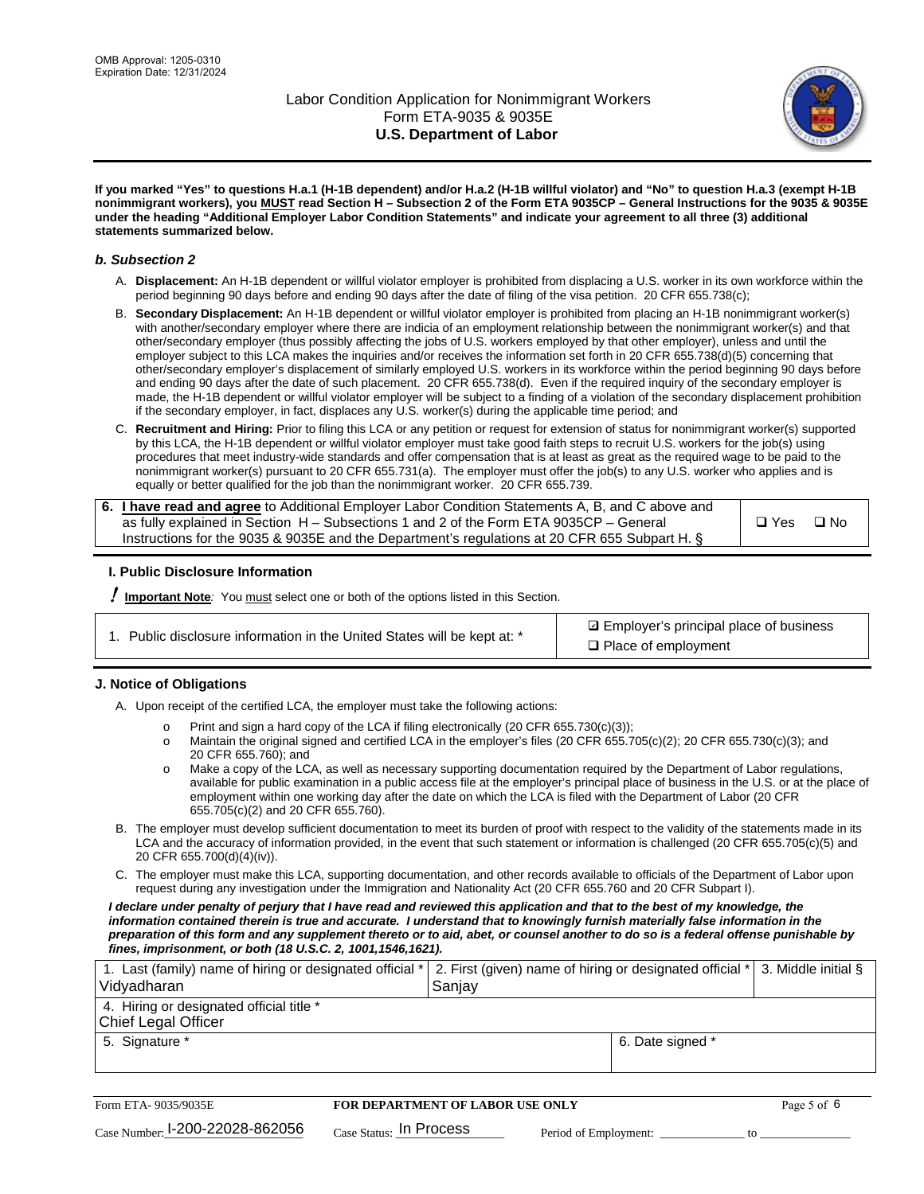**If you marked "Yes" to questions H.a.1 (H-1B dependent) and/or H.a.2 (H-1B willful violator) and "No" to question H.a.3 (exempt H-1B nonimmigrant workers), you MUST read Section H – Subsection 2 of the Form ETA 9035CP – General Instructions for the 9035 & 9035E under the heading "Additional Employer Labor Condition Statements" and indicate your agreement to all three (3) additional statements summarized below.**

### *b. Subsection 2*

A. **Displacement:** An H-1B dependent or willful violator employer is prohibited from displacing a U.S. worker in its own workforce within the period beginning 90 days before and ending 90 days after the date of filing of the visa petition. 20 CFR 655.738(c);

B. **Secondary Displacement:** An H-1B dependent or willful violator employer is prohibited from placing an H-1B nonimmigrant worker(s) with another/secondary employer where there are indicia of an employment relationship between the nonimmigrant worker(s) and that other/secondary employer (thus possibly affecting the jobs of U.S. workers employed by that other employer), unless and until the employer subject to this LCA makes the inquiries and/or receives the information set forth in 20 CFR 655.738(d)(5) concerning that other/secondary employer's displacement of similarly employed U.S. workers in its workforce within the period beginning 90 days before and ending 90 days after the date of such placement. 20 CFR 655.738(d). Even if the required inquiry of the secondary employer is made, the H-1B dependent or willful violator employer will be subject to a finding of a violation of the secondary displacement prohibition if the secondary employer, in fact, displaces any U.S. worker(s) during the applicable time period; and

C. **Recruitment and Hiring:** Prior to filing this LCA or any petition or request for extension of status for nonimmigrant worker(s) supported by this LCA, the H-1B dependent or willful violator employer must take good faith steps to recruit U.S. workers for the job(s) using procedures that meet industry-wide standards and offer compensation that is at least as great as the required wage to be paid to the nonimmigrant worker(s) pursuant to 20 CFR 655.731(a). The employer must offer the job(s) to any U.S. worker who applies and is equally or better qualified for the job than the nonimmigrant worker. 20 CFR 655.739.

| 6. **I have read and agree** to Additional Employer Labor Condition Statements A, B, and C above and as fully explained in Section H – Subsections 1 and 2 of the Form ETA 9035CP – General Instructions for the 9035 & 9035E and the Department's regulations at 20 CFR 655 Subpart H. § | ❑ Yes ❑ No |
|---|---|

## I. Public Disclosure Information

**! Important Note**: You must select one or both of the options listed in this Section.

| 1. Public disclosure information in the United States will be kept at: * | ☑ Employer's principal place of business<br>❑ Place of employment |
|---|---|

## J. Notice of Obligations

A. Upon receipt of the certified LCA, the employer must take the following actions:

- o Print and sign a hard copy of the LCA if filing electronically (20 CFR 655.730(c)(3));
- o Maintain the original signed and certified LCA in the employer's files (20 CFR 655.705(c)(2); 20 CFR 655.730(c)(3); and 20 CFR 655.760); and
- o Make a copy of the LCA, as well as necessary supporting documentation required by the Department of Labor regulations, available for public examination in a public access file at the employer's principal place of business in the U.S. or at the place of employment within one working day after the date on which the LCA is filed with the Department of Labor (20 CFR 655.705(c)(2) and 20 CFR 655.760).

B. The employer must develop sufficient documentation to meet its burden of proof with respect to the validity of the statements made in its LCA and the accuracy of information provided, in the event that such statement or information is challenged (20 CFR 655.705(c)(5) and 20 CFR 655.700(d)(4)(iv)).

C. The employer must make this LCA, supporting documentation, and other records available to officials of the Department of Labor upon request during any investigation under the Immigration and Nationality Act (20 CFR 655.760 and 20 CFR Subpart I).

***I declare under penalty of perjury that I have read and reviewed this application and that to the best of my knowledge, the information contained therein is true and accurate. I understand that to knowingly furnish materially false information in the preparation of this form and any supplement thereto or to aid, abet, or counsel another to do so is a federal offense punishable by fines, imprisonment, or both (18 U.S.C. 2, 1001,1546,1621).***

| 1. Last (family) name of hiring or designated official * | 2. First (given) name of hiring or designated official * | 3. Middle initial § |
|---|---|---|
| Vidyadharan | Sanjay | |
| 4. Hiring or designated official title * | | |
| Chief Legal Officer | | |
| 5. Signature * | 6. Date signed * | |
| | | |

| Form ETA- 9035/9035E | FOR DEPARTMENT OF LABOR USE ONLY | |
|---|---|---|
| Case Number: I-200-22028-862056 | Case Status: In Process | Period of Employment: _____________ to _____________ |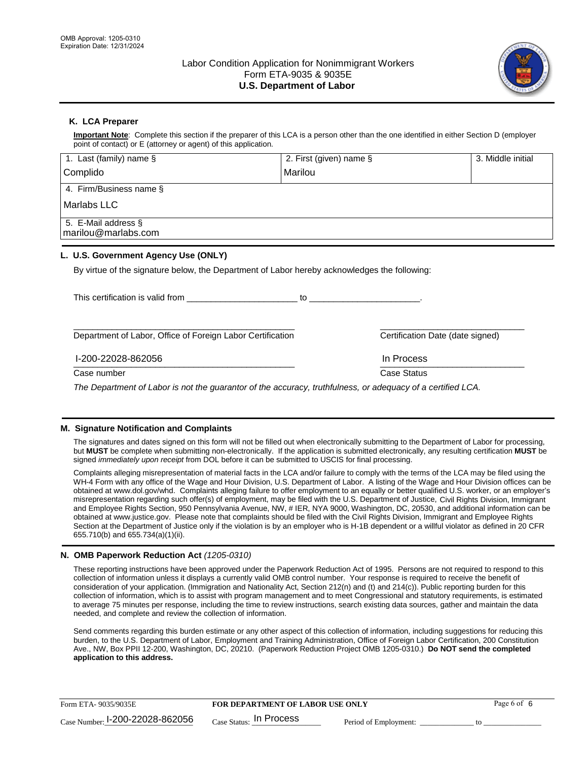OMB Approval: 1205-0310
Expiration Date: 12/31/2024

# Labor Condition Application for Nonimmigrant Workers
# Form ETA-9035 & 9035E
# U.S. Department of Labor

## K. LCA Preparer

**Important Note**: Complete this section if the preparer of this LCA is a person other than the one identified in either Section D (employer point of contact) or E (attorney or agent) of this application.

| 1. Last (family) name § | 2. First (given) name § | 3. Middle initial |
|---|---|---|
| Complido | Marilou | |
| 4. Firm/Business name § | | |
| Marlabs LLC | | |
| 5. E-Mail address § | | |
| marilou@marlabs.com | | |

## L. U.S. Government Agency Use (ONLY)

By virtue of the signature below, the Department of Labor hereby acknowledges the following:

This certification is valid from ______________________ to ______________________.

______________________________________________ Department of Labor, Office of Foreign Labor Certification

______________________________ Certification Date (date signed)

I-200-22028-862056
Case number

In Process
Case Status

*The Department of Labor is not the guarantor of the accuracy, truthfulness, or adequacy of a certified LCA.*

## M. Signature Notification and Complaints

The signatures and dates signed on this form will not be filled out when electronically submitting to the Department of Labor for processing, but **MUST** be complete when submitting non-electronically. If the application is submitted electronically, any resulting certification **MUST** be signed *immediately upon receipt* from DOL before it can be submitted to USCIS for final processing.

Complaints alleging misrepresentation of material facts in the LCA and/or failure to comply with the terms of the LCA may be filed using the WH-4 Form with any office of the Wage and Hour Division, U.S. Department of Labor. A listing of the Wage and Hour Division offices can be obtained at www.dol.gov/whd. Complaints alleging failure to offer employment to an equally or better qualified U.S. worker, or an employer's misrepresentation regarding such offer(s) of employment, may be filed with the U.S. Department of Justice, Civil Rights Division, Immigrant and Employee Rights Section, 950 Pennsylvania Avenue, NW, # IER, NYA 9000, Washington, DC, 20530, and additional information can be obtained at www.justice.gov. Please note that complaints should be filed with the Civil Rights Division, Immigrant and Employee Rights Section at the Department of Justice only if the violation is by an employer who is H-1B dependent or a willful violator as defined in 20 CFR 655.710(b) and 655.734(a)(1)(ii).

## N. OMB Paperwork Reduction Act *(1205-0310)*

These reporting instructions have been approved under the Paperwork Reduction Act of 1995. Persons are not required to respond to this collection of information unless it displays a currently valid OMB control number. Your response is required to receive the benefit of consideration of your application. (Immigration and Nationality Act, Section 212(n) and (t) and 214(c)). Public reporting burden for this collection of information, which is to assist with program management and to meet Congressional and statutory requirements, is estimated to average 75 minutes per response, including the time to review instructions, search existing data sources, gather and maintain the data needed, and complete and review the collection of information.

Send comments regarding this burden estimate or any other aspect of this collection of information, including suggestions for reducing this burden, to the U.S. Department of Labor, Employment and Training Administration, Office of Foreign Labor Certification, 200 Constitution Ave., NW, Box PPII 12-200, Washington, DC, 20210. (Paperwork Reduction Project OMB 1205-0310.) **Do NOT send the completed application to this address.**

Form ETA- 9035/9035E — **FOR DEPARTMENT OF LABOR USE ONLY**

Case Number: I-200-22028-862056 Case Status: In Process Period of Employment: ____________ to ______________